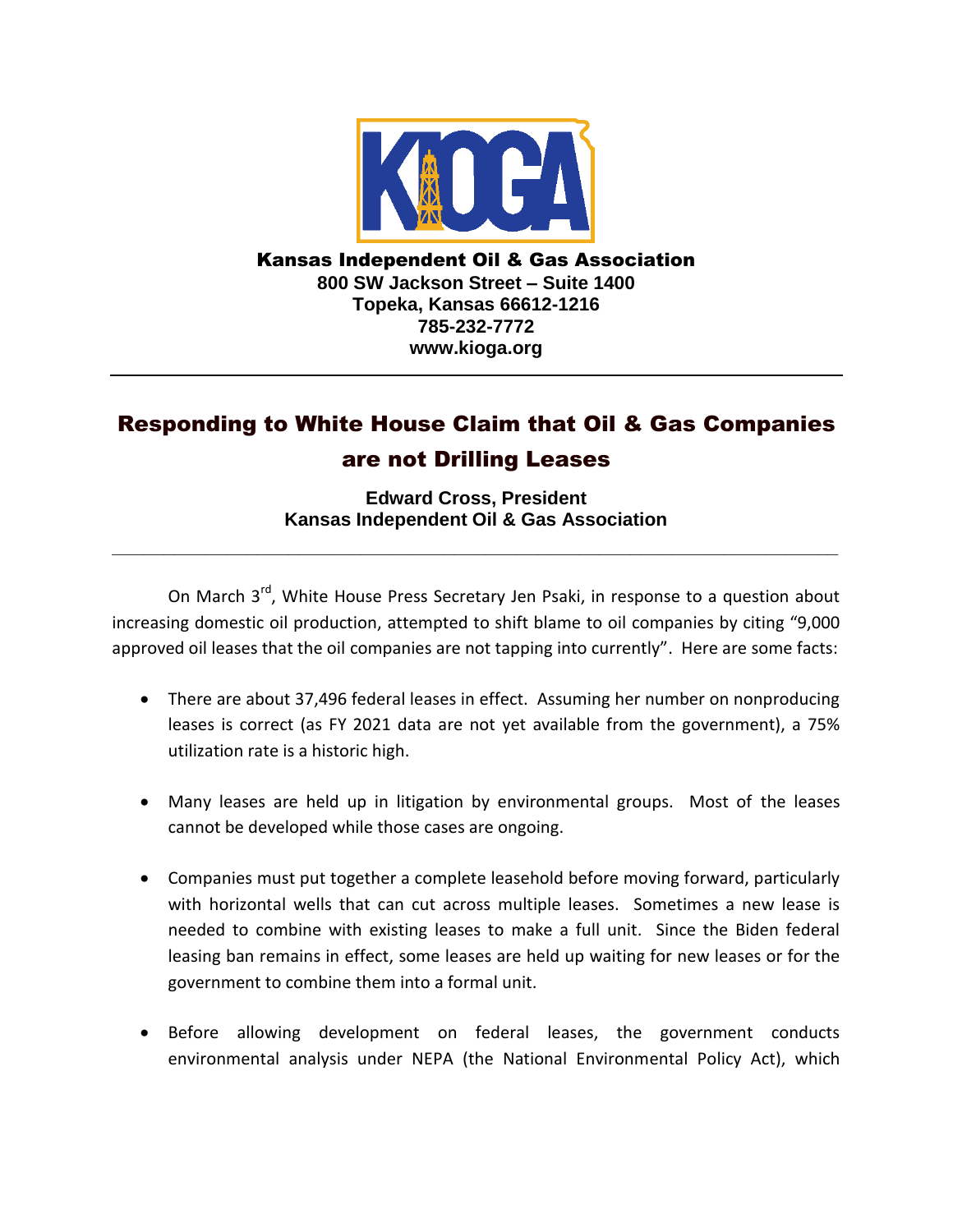**Kansas Independent Oil & Gas Association**
**800 SW Jackson Street – Suite 1400**
**Topeka, Kansas 66612-1216**
**785-232-7772**
**www.kioga.org**

---

# Responding to White House Claim that Oil & Gas Companies are not Drilling Leases

**Edward Cross, President**
**Kansas Independent Oil & Gas Association**

---

On March 3rd, White House Press Secretary Jen Psaki, in response to a question about increasing domestic oil production, attempted to shift blame to oil companies by citing "9,000 approved oil leases that the oil companies are not tapping into currently". Here are some facts:

- There are about 37,496 federal leases in effect. Assuming her number on nonproducing leases is correct (as FY 2021 data are not yet available from the government), a 75% utilization rate is a historic high.

- Many leases are held up in litigation by environmental groups. Most of the leases cannot be developed while those cases are ongoing.

- Companies must put together a complete leasehold before moving forward, particularly with horizontal wells that can cut across multiple leases. Sometimes a new lease is needed to combine with existing leases to make a full unit. Since the Biden federal leasing ban remains in effect, some leases are held up waiting for new leases or for the government to combine them into a formal unit.

- Before allowing development on federal leases, the government conducts environmental analysis under NEPA (the National Environmental Policy Act), which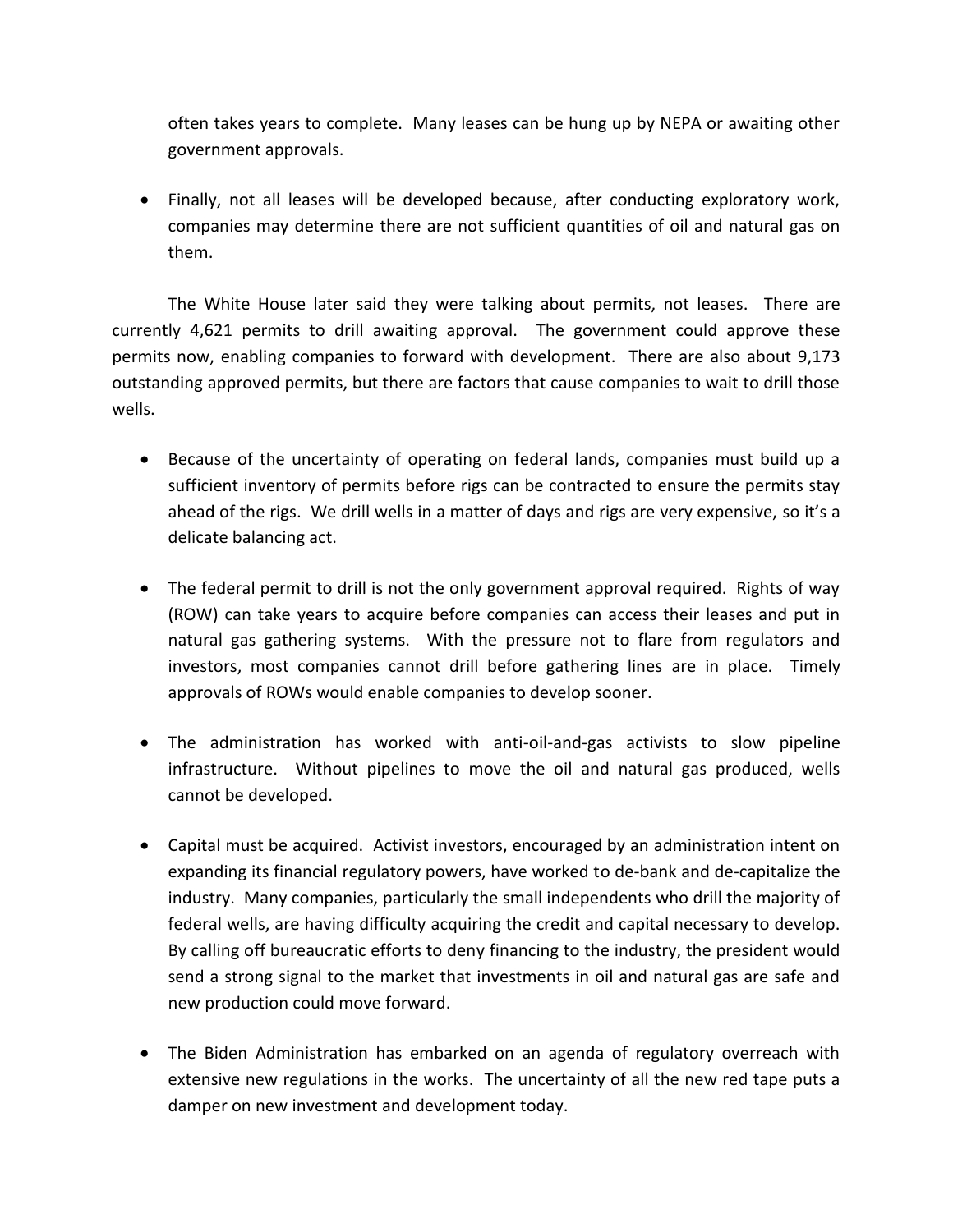often takes years to complete. Many leases can be hung up by NEPA or awaiting other government approvals.

- Finally, not all leases will be developed because, after conducting exploratory work, companies may determine there are not sufficient quantities of oil and natural gas on them.

The White House later said they were talking about permits, not leases. There are currently 4,621 permits to drill awaiting approval. The government could approve these permits now, enabling companies to forward with development. There are also about 9,173 outstanding approved permits, but there are factors that cause companies to wait to drill those wells.

- Because of the uncertainty of operating on federal lands, companies must build up a sufficient inventory of permits before rigs can be contracted to ensure the permits stay ahead of the rigs. We drill wells in a matter of days and rigs are very expensive, so it's a delicate balancing act.

- The federal permit to drill is not the only government approval required. Rights of way (ROW) can take years to acquire before companies can access their leases and put in natural gas gathering systems. With the pressure not to flare from regulators and investors, most companies cannot drill before gathering lines are in place. Timely approvals of ROWs would enable companies to develop sooner.

- The administration has worked with anti-oil-and-gas activists to slow pipeline infrastructure. Without pipelines to move the oil and natural gas produced, wells cannot be developed.

- Capital must be acquired. Activist investors, encouraged by an administration intent on expanding its financial regulatory powers, have worked to de-bank and de-capitalize the industry. Many companies, particularly the small independents who drill the majority of federal wells, are having difficulty acquiring the credit and capital necessary to develop. By calling off bureaucratic efforts to deny financing to the industry, the president would send a strong signal to the market that investments in oil and natural gas are safe and new production could move forward.

- The Biden Administration has embarked on an agenda of regulatory overreach with extensive new regulations in the works. The uncertainty of all the new red tape puts a damper on new investment and development today.